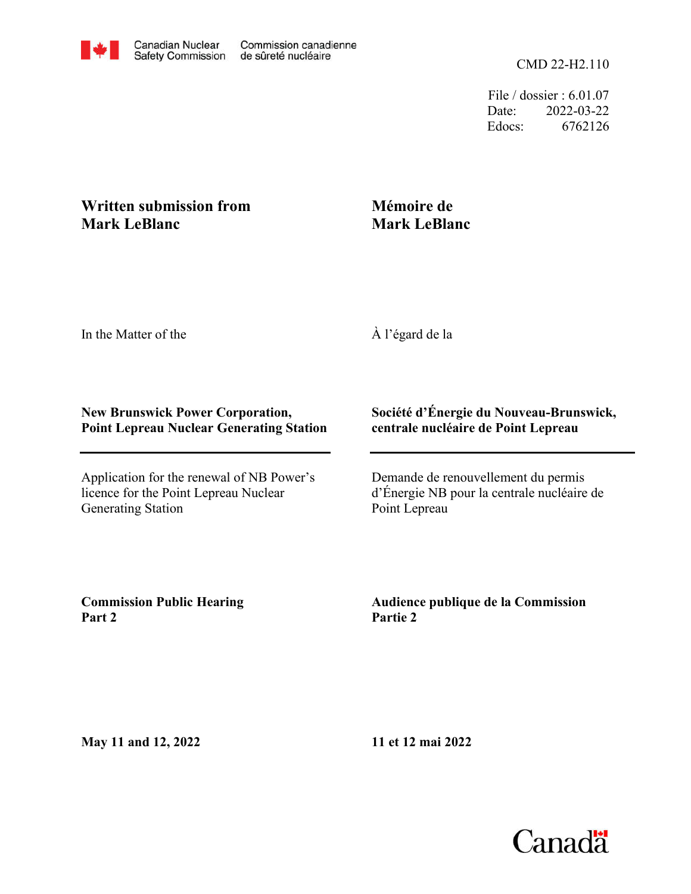Canadian Nuclear Safety Commission / Commission canadienne de sûreté nucléaire

CMD 22-H2.110

File / dossier : 6.01.07
Date: 2022-03-22
Edocs: 6762126

**Written submission from Mark LeBlanc**

**Mémoire de Mark LeBlanc**

In the Matter of the

À l'égard de la

**New Brunswick Power Corporation, Point Lepreau Nuclear Generating Station**

**Société d'Énergie du Nouveau-Brunswick, centrale nucléaire de Point Lepreau**

Application for the renewal of NB Power's licence for the Point Lepreau Nuclear Generating Station

Demande de renouvellement du permis d'Énergie NB pour la centrale nucléaire de Point Lepreau

**Commission Public Hearing Part 2**

**Audience publique de la Commission Partie 2**

**May 11 and 12, 2022**

**11 et 12 mai 2022**

Canada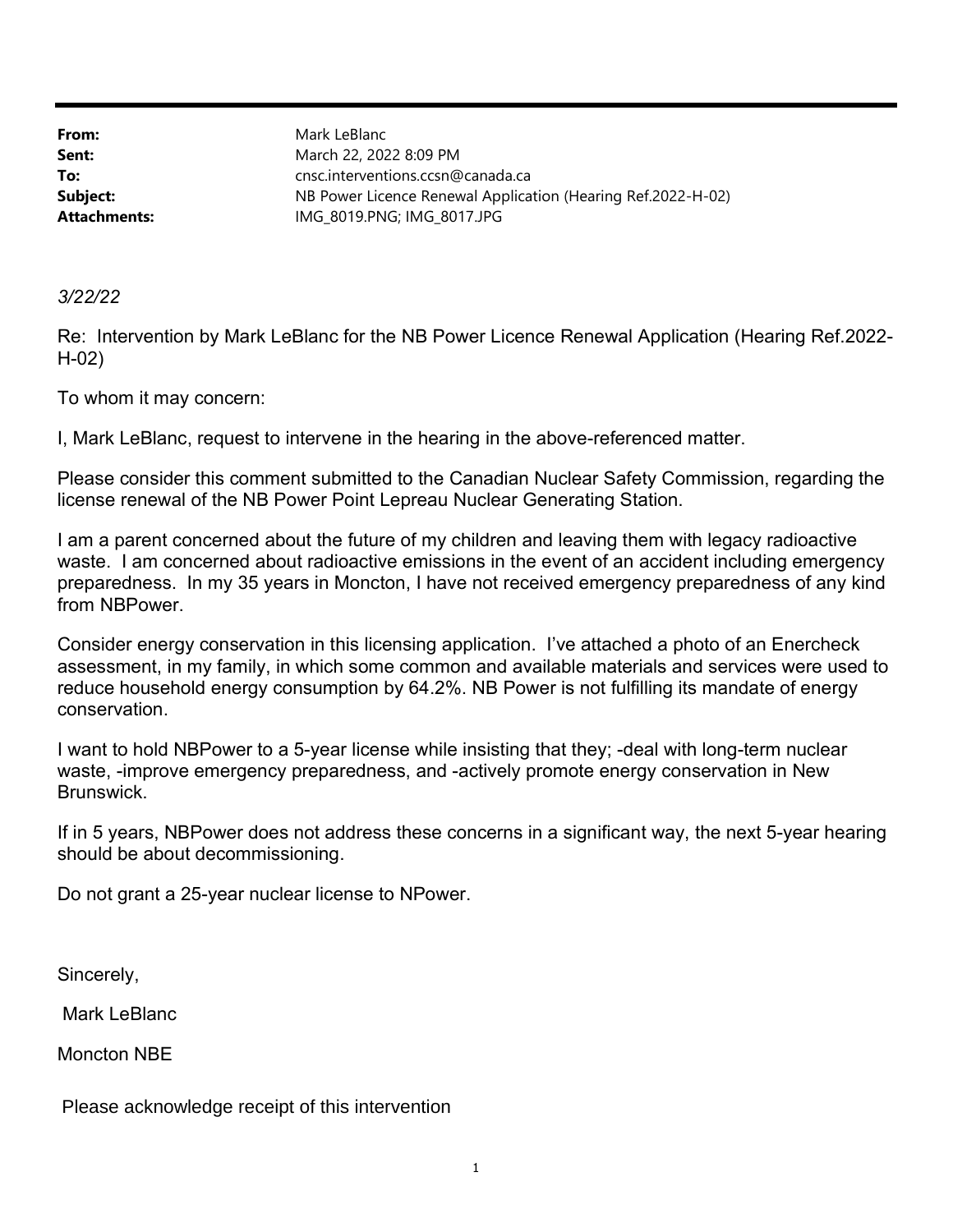**From:** Mark LeBlanc
**Sent:** March 22, 2022 8:09 PM
**To:** cnsc.interventions.ccsn@canada.ca
**Subject:** NB Power Licence Renewal Application (Hearing Ref.2022-H-02)
**Attachments:** IMG_8019.PNG; IMG_8017.JPG

*3/22/22*

Re: Intervention by Mark LeBlanc for the NB Power Licence Renewal Application (Hearing Ref.2022-H-02)

To whom it may concern:

I, Mark LeBlanc, request to intervene in the hearing in the above-referenced matter.

Please consider this comment submitted to the Canadian Nuclear Safety Commission, regarding the license renewal of the NB Power Point Lepreau Nuclear Generating Station.

I am a parent concerned about the future of my children and leaving them with legacy radioactive waste. I am concerned about radioactive emissions in the event of an accident including emergency preparedness. In my 35 years in Moncton, I have not received emergency preparedness of any kind from NBPower.

Consider energy conservation in this licensing application. I've attached a photo of an Enercheck assessment, in my family, in which some common and available materials and services were used to reduce household energy consumption by 64.2%. NB Power is not fulfilling its mandate of energy conservation.

I want to hold NBPower to a 5-year license while insisting that they; -deal with long-term nuclear waste, -improve emergency preparedness, and -actively promote energy conservation in New Brunswick.

If in 5 years, NBPower does not address these concerns in a significant way, the next 5-year hearing should be about decommissioning.

Do not grant a 25-year nuclear license to NPower.

Sincerely,

Mark LeBlanc

Moncton NBE

Please acknowledge receipt of this intervention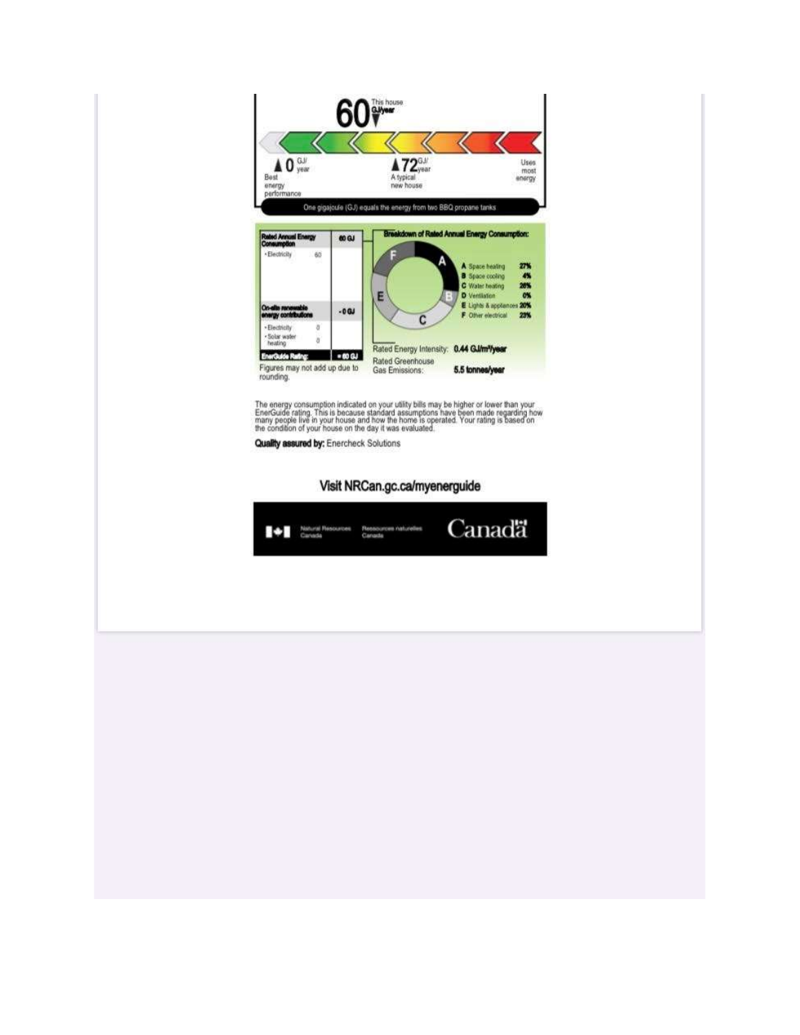60 This house GJ/year

0 GJ/year — Best energy performance

72 GJ/year — A typical new house

Uses most energy

One gigajoule (GJ) equals the energy from two BBQ propane tanks

| Rated Annual Energy Consumption | | 60 GJ |
|---|---|---|
| • Electricity | 60 | |
| On-site renewable energy contributions | | - 0 GJ |
| • Electricity | 0 | |
| • Solar water heating | 0 | |
| **EnerGuide Rating:** | | **= 60 GJ** |

Figures may not add up due to rounding.

**Breakdown of Rated Annual Energy Consumption:**

| | | |
|---|---|---|
| A | Space heating | 27% |
| B | Space cooling | 4% |
| C | Water heating | 26% |
| D | Ventilation | 0% |
| E | Lights & appliances | 20% |
| F | Other electrical | 23% |

Rated Energy Intensity: **0.44 GJ/m²/year**

Rated Greenhouse Gas Emissions: **5.5 tonnes/year**

The energy consumption indicated on your utility bills may be higher or lower than your EnerGuide rating. This is because standard assumptions have been made regarding how many people live in your house and how the home is operated. Your rating is based on the condition of your house on the day it was evaluated.

**Quality assured by:** Enercheck Solutions

**Visit NRCan.gc.ca/myenerguide**

Natural Resources Canada / Ressources naturelles Canada

Canada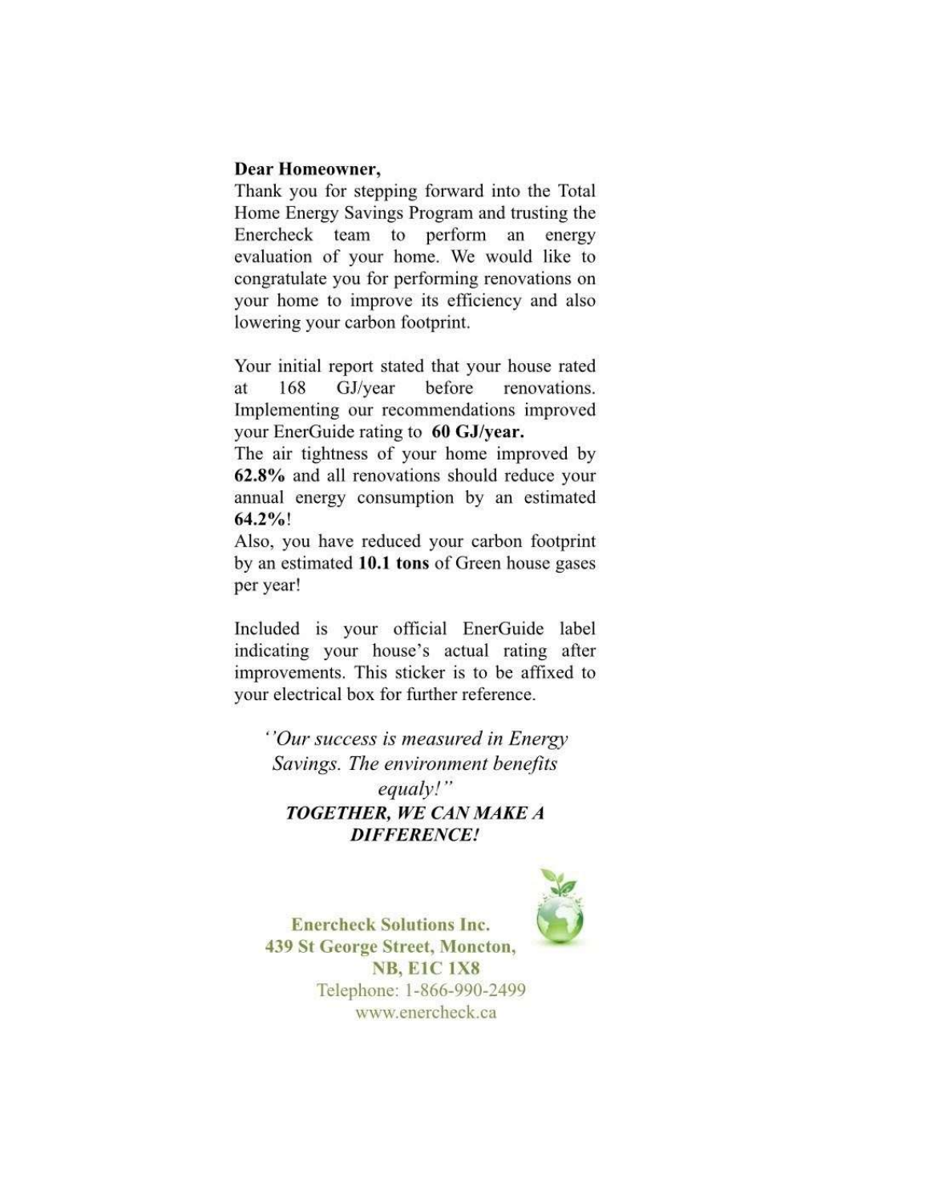**Dear Homeowner,**

Thank you for stepping forward into the Total Home Energy Savings Program and trusting the Enercheck team to perform an energy evaluation of your home. We would like to congratulate you for performing renovations on your home to improve its efficiency and also lowering your carbon footprint.

Your initial report stated that your house rated at 168 GJ/year before renovations. Implementing our recommendations improved your EnerGuide rating to **60 GJ/year.**
The air tightness of your home improved by **62.8%** and all renovations should reduce your annual energy consumption by an estimated **64.2%**!
Also, you have reduced your carbon footprint by an estimated **10.1 tons** of Green house gases per year!

Included is your official EnerGuide label indicating your house's actual rating after improvements. This sticker is to be affixed to your electrical box for further reference.

*''Our success is measured in Energy Savings. The environment benefits equaly!"*

***TOGETHER, WE CAN MAKE A DIFFERENCE!***

**Enercheck Solutions Inc.**
**439 St George Street, Moncton, NB, E1C 1X8**
Telephone: 1-866-990-2499
www.enercheck.ca